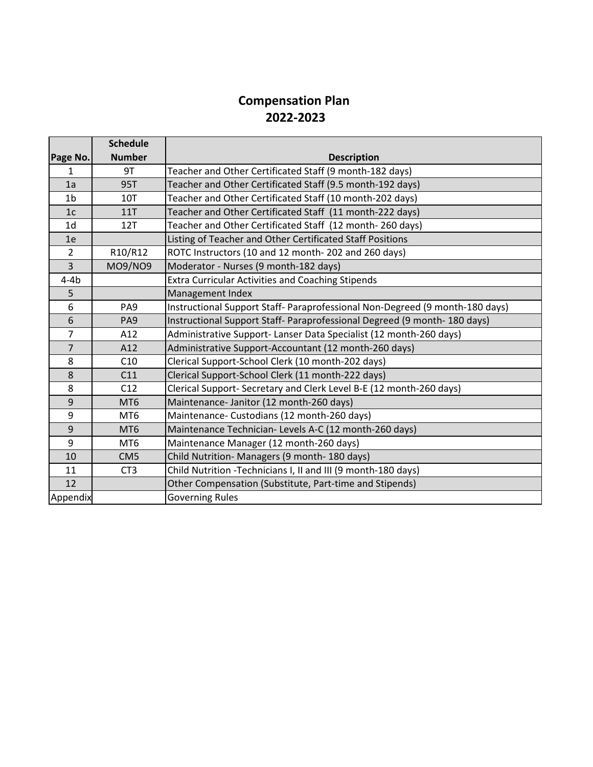# Compensation Plan
## 2022-2023

| Page No. | Schedule Number | Description |
|---|---|---|
| 1 | 9T | Teacher and Other Certificated Staff (9 month-182 days) |
| 1a | 95T | Teacher and Other Certificated Staff (9.5 month-192 days) |
| 1b | 10T | Teacher and Other Certificated Staff (10 month-202 days) |
| 1c | 11T | Teacher and Other Certificated Staff (11 month-222 days) |
| 1d | 12T | Teacher and Other Certificated Staff (12 month- 260 days) |
| 1e | | Listing of Teacher and Other Certificated Staff Positions |
| 2 | R10/R12 | ROTC Instructors (10 and 12 month- 202 and 260 days) |
| 3 | MO9/NO9 | Moderator - Nurses (9 month-182 days) |
| 4-4b | | Extra Curricular Activities and Coaching Stipends |
| 5 | | Management Index |
| 6 | PA9 | Instructional Support Staff- Paraprofessional Non-Degreed (9 month-180 days) |
| 6 | PA9 | Instructional Support Staff- Paraprofessional Degreed (9 month- 180 days) |
| 7 | A12 | Administrative Support- Lanser Data Specialist (12 month-260 days) |
| 7 | A12 | Administrative Support-Accountant (12 month-260 days) |
| 8 | C10 | Clerical Support-School Clerk (10 month-202 days) |
| 8 | C11 | Clerical Support-School Clerk (11 month-222 days) |
| 8 | C12 | Clerical Support- Secretary and Clerk Level B-E (12 month-260 days) |
| 9 | MT6 | Maintenance- Janitor (12 month-260 days) |
| 9 | MT6 | Maintenance- Custodians (12 month-260 days) |
| 9 | MT6 | Maintenance Technician- Levels A-C (12 month-260 days) |
| 9 | MT6 | Maintenance Manager (12 month-260 days) |
| 10 | CM5 | Child Nutrition- Managers (9 month- 180 days) |
| 11 | CT3 | Child Nutrition -Technicians I, II and III (9 month-180 days) |
| 12 | | Other Compensation (Substitute, Part-time and Stipends) |
| Appendix | | Governing Rules |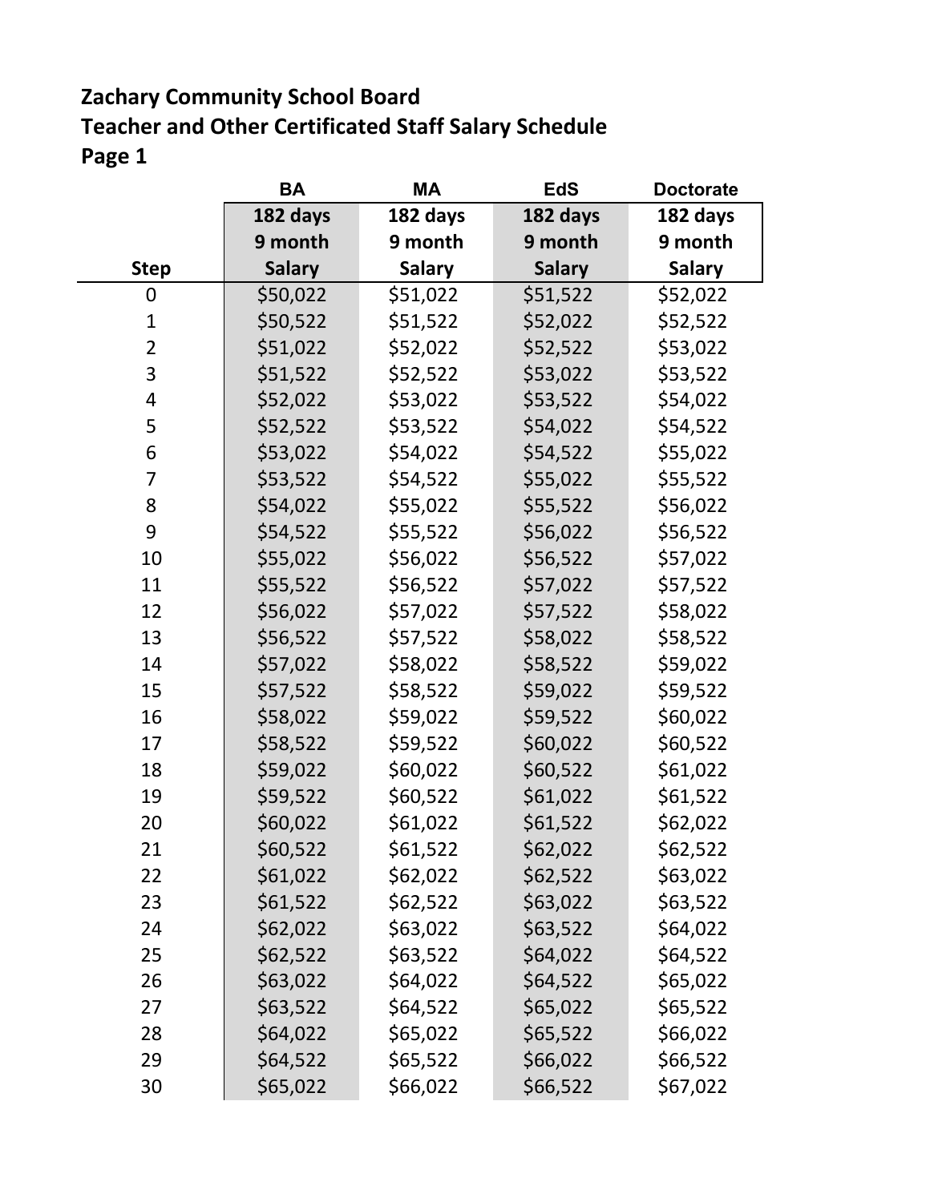**Zachary Community School Board**
**Teacher and Other Certificated Staff Salary Schedule**
**Page 1**

| | BA | MA | EdS | Doctorate |
|---|---|---|---|---|
| Step | 182 days 9 month Salary | 182 days 9 month Salary | 182 days 9 month Salary | 182 days 9 month Salary |
| 0 | $50,022 | $51,022 | $51,522 | $52,022 |
| 1 | $50,522 | $51,522 | $52,022 | $52,522 |
| 2 | $51,022 | $52,022 | $52,522 | $53,022 |
| 3 | $51,522 | $52,522 | $53,022 | $53,522 |
| 4 | $52,022 | $53,022 | $53,522 | $54,022 |
| 5 | $52,522 | $53,522 | $54,022 | $54,522 |
| 6 | $53,022 | $54,022 | $54,522 | $55,022 |
| 7 | $53,522 | $54,522 | $55,022 | $55,522 |
| 8 | $54,022 | $55,022 | $55,522 | $56,022 |
| 9 | $54,522 | $55,522 | $56,022 | $56,522 |
| 10 | $55,022 | $56,022 | $56,522 | $57,022 |
| 11 | $55,522 | $56,522 | $57,022 | $57,522 |
| 12 | $56,022 | $57,022 | $57,522 | $58,022 |
| 13 | $56,522 | $57,522 | $58,022 | $58,522 |
| 14 | $57,022 | $58,022 | $58,522 | $59,022 |
| 15 | $57,522 | $58,522 | $59,022 | $59,522 |
| 16 | $58,022 | $59,022 | $59,522 | $60,022 |
| 17 | $58,522 | $59,522 | $60,022 | $60,522 |
| 18 | $59,022 | $60,022 | $60,522 | $61,022 |
| 19 | $59,522 | $60,522 | $61,022 | $61,522 |
| 20 | $60,022 | $61,022 | $61,522 | $62,022 |
| 21 | $60,522 | $61,522 | $62,022 | $62,522 |
| 22 | $61,022 | $62,022 | $62,522 | $63,022 |
| 23 | $61,522 | $62,522 | $63,022 | $63,522 |
| 24 | $62,022 | $63,022 | $63,522 | $64,022 |
| 25 | $62,522 | $63,522 | $64,022 | $64,522 |
| 26 | $63,022 | $64,022 | $64,522 | $65,022 |
| 27 | $63,522 | $64,522 | $65,022 | $65,522 |
| 28 | $64,022 | $65,022 | $65,522 | $66,022 |
| 29 | $64,522 | $65,522 | $66,022 | $66,522 |
| 30 | $65,022 | $66,022 | $66,522 | $67,022 |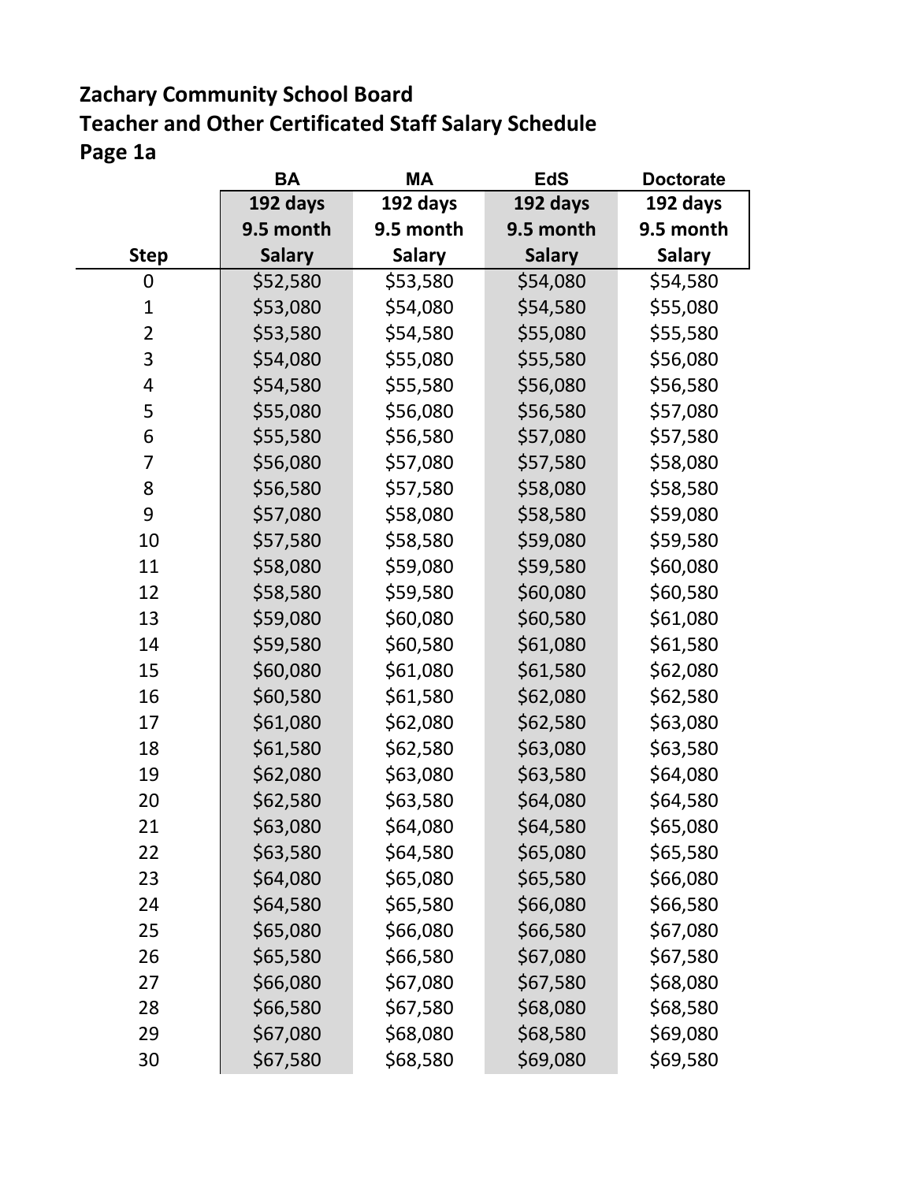**Zachary Community School Board**
**Teacher and Other Certificated Staff Salary Schedule**
**Page 1a**

| | BA | MA | EdS | Doctorate |
|---|---|---|---|---|
| Step | 192 days 9.5 month Salary | 192 days 9.5 month Salary | 192 days 9.5 month Salary | 192 days 9.5 month Salary |
| 0 | $52,580 | $53,580 | $54,080 | $54,580 |
| 1 | $53,080 | $54,080 | $54,580 | $55,080 |
| 2 | $53,580 | $54,580 | $55,080 | $55,580 |
| 3 | $54,080 | $55,080 | $55,580 | $56,080 |
| 4 | $54,580 | $55,580 | $56,080 | $56,580 |
| 5 | $55,080 | $56,080 | $56,580 | $57,080 |
| 6 | $55,580 | $56,580 | $57,080 | $57,580 |
| 7 | $56,080 | $57,080 | $57,580 | $58,080 |
| 8 | $56,580 | $57,580 | $58,080 | $58,580 |
| 9 | $57,080 | $58,080 | $58,580 | $59,080 |
| 10 | $57,580 | $58,580 | $59,080 | $59,580 |
| 11 | $58,080 | $59,080 | $59,580 | $60,080 |
| 12 | $58,580 | $59,580 | $60,080 | $60,580 |
| 13 | $59,080 | $60,080 | $60,580 | $61,080 |
| 14 | $59,580 | $60,580 | $61,080 | $61,580 |
| 15 | $60,080 | $61,080 | $61,580 | $62,080 |
| 16 | $60,580 | $61,580 | $62,080 | $62,580 |
| 17 | $61,080 | $62,080 | $62,580 | $63,080 |
| 18 | $61,580 | $62,580 | $63,080 | $63,580 |
| 19 | $62,080 | $63,080 | $63,580 | $64,080 |
| 20 | $62,580 | $63,580 | $64,080 | $64,580 |
| 21 | $63,080 | $64,080 | $64,580 | $65,080 |
| 22 | $63,580 | $64,580 | $65,080 | $65,580 |
| 23 | $64,080 | $65,080 | $65,580 | $66,080 |
| 24 | $64,580 | $65,580 | $66,080 | $66,580 |
| 25 | $65,080 | $66,080 | $66,580 | $67,080 |
| 26 | $65,580 | $66,580 | $67,080 | $67,580 |
| 27 | $66,080 | $67,080 | $67,580 | $68,080 |
| 28 | $66,580 | $67,580 | $68,080 | $68,580 |
| 29 | $67,080 | $68,080 | $68,580 | $69,080 |
| 30 | $67,580 | $68,580 | $69,080 | $69,580 |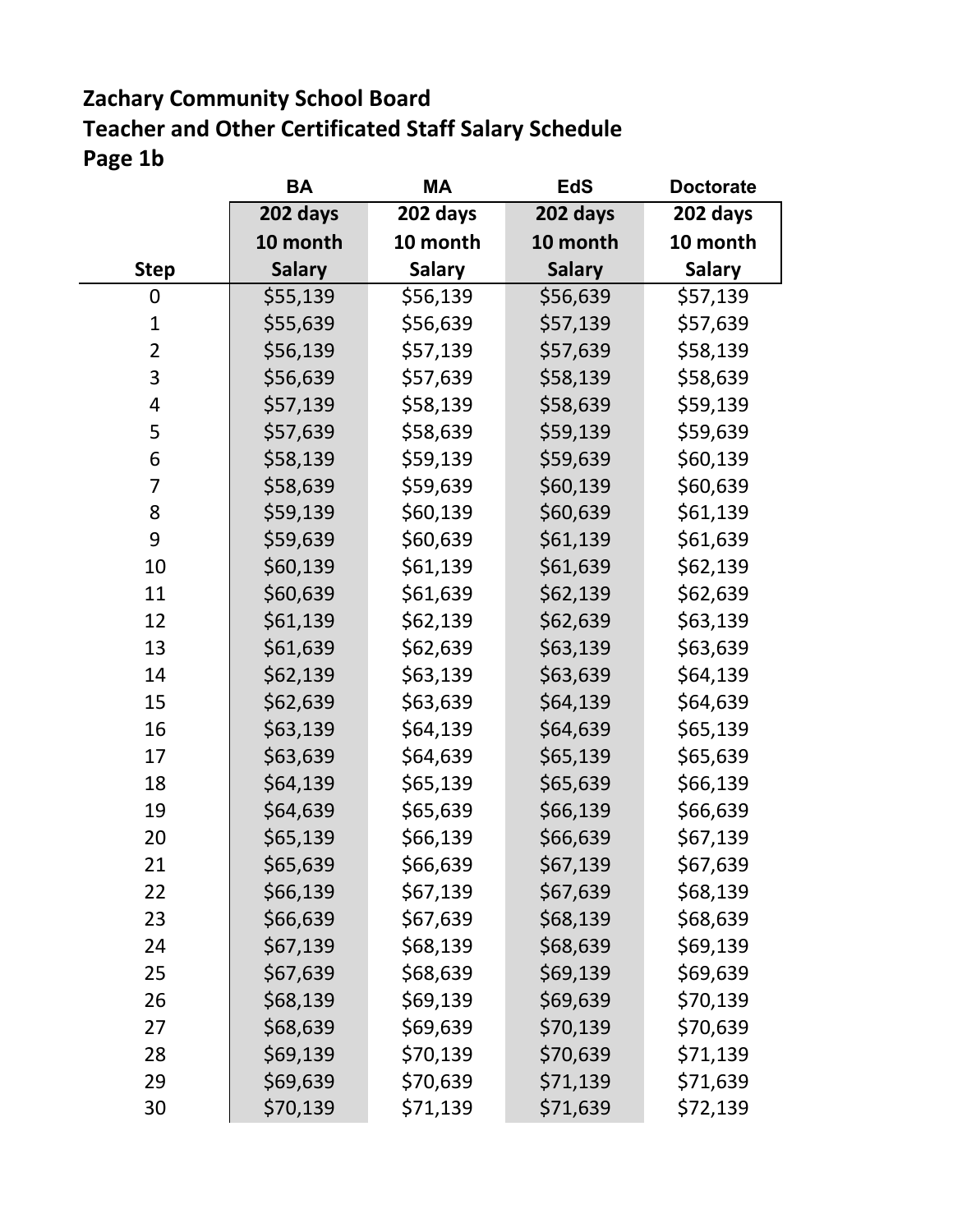# Zachary Community School Board
## Teacher and Other Certificated Staff Salary Schedule
## Page 1b

| | BA | MA | EdS | Doctorate |
|---|---|---|---|---|
| Step | 202 days 10 month Salary | 202 days 10 month Salary | 202 days 10 month Salary | 202 days 10 month Salary |
| 0 | $55,139 | $56,139 | $56,639 | $57,139 |
| 1 | $55,639 | $56,639 | $57,139 | $57,639 |
| 2 | $56,139 | $57,139 | $57,639 | $58,139 |
| 3 | $56,639 | $57,639 | $58,139 | $58,639 |
| 4 | $57,139 | $58,139 | $58,639 | $59,139 |
| 5 | $57,639 | $58,639 | $59,139 | $59,639 |
| 6 | $58,139 | $59,139 | $59,639 | $60,139 |
| 7 | $58,639 | $59,639 | $60,139 | $60,639 |
| 8 | $59,139 | $60,139 | $60,639 | $61,139 |
| 9 | $59,639 | $60,639 | $61,139 | $61,639 |
| 10 | $60,139 | $61,139 | $61,639 | $62,139 |
| 11 | $60,639 | $61,639 | $62,139 | $62,639 |
| 12 | $61,139 | $62,139 | $62,639 | $63,139 |
| 13 | $61,639 | $62,639 | $63,139 | $63,639 |
| 14 | $62,139 | $63,139 | $63,639 | $64,139 |
| 15 | $62,639 | $63,639 | $64,139 | $64,639 |
| 16 | $63,139 | $64,139 | $64,639 | $65,139 |
| 17 | $63,639 | $64,639 | $65,139 | $65,639 |
| 18 | $64,139 | $65,139 | $65,639 | $66,139 |
| 19 | $64,639 | $65,639 | $66,139 | $66,639 |
| 20 | $65,139 | $66,139 | $66,639 | $67,139 |
| 21 | $65,639 | $66,639 | $67,139 | $67,639 |
| 22 | $66,139 | $67,139 | $67,639 | $68,139 |
| 23 | $66,639 | $67,639 | $68,139 | $68,639 |
| 24 | $67,139 | $68,139 | $68,639 | $69,139 |
| 25 | $67,639 | $68,639 | $69,139 | $69,639 |
| 26 | $68,139 | $69,139 | $69,639 | $70,139 |
| 27 | $68,639 | $69,639 | $70,139 | $70,639 |
| 28 | $69,139 | $70,139 | $70,639 | $71,139 |
| 29 | $69,639 | $70,639 | $71,139 | $71,639 |
| 30 | $70,139 | $71,139 | $71,639 | $72,139 |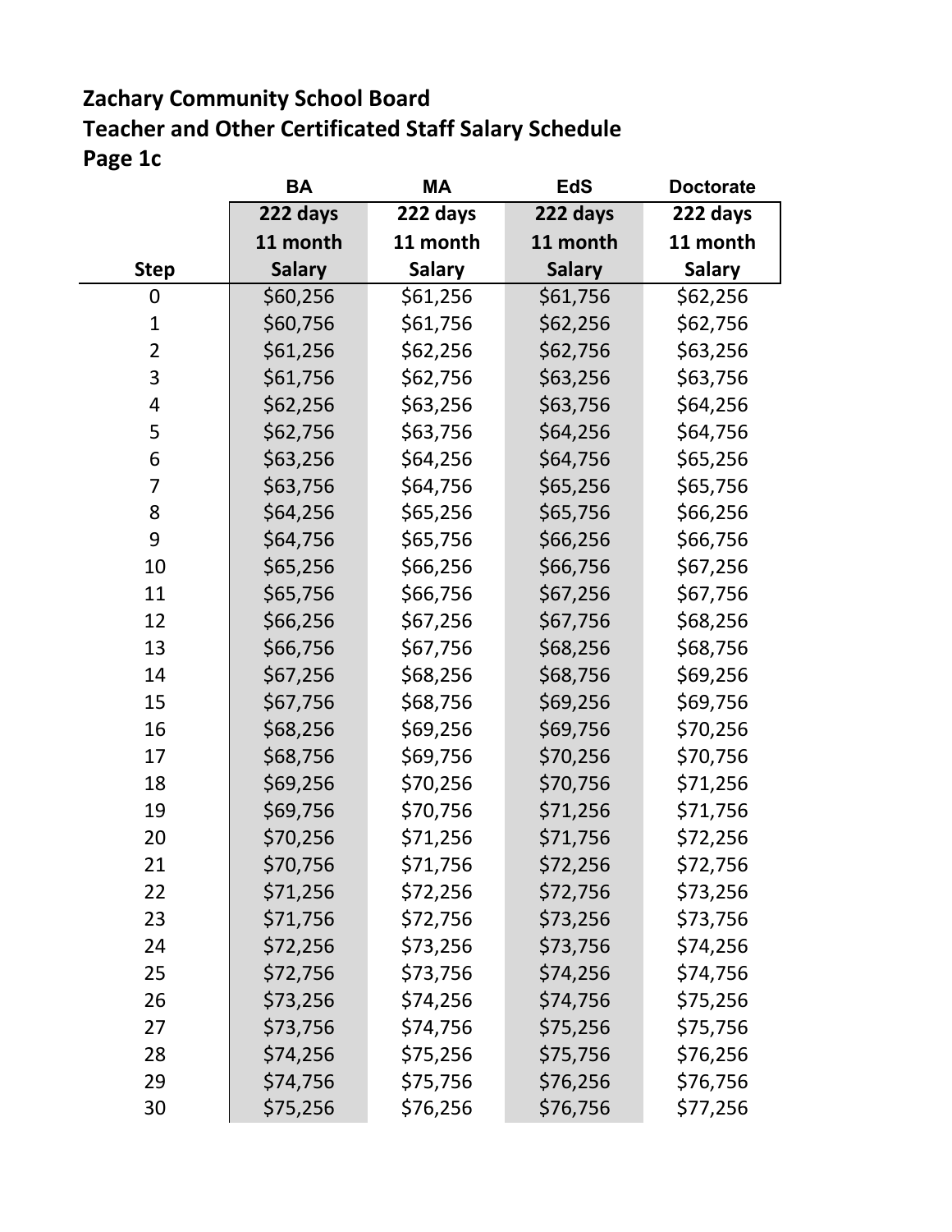**Zachary Community School Board**
**Teacher and Other Certificated Staff Salary Schedule**
**Page 1c**

| Step | BA<br>222 days<br>11 month<br>Salary | MA<br>222 days<br>11 month<br>Salary | EdS<br>222 days<br>11 month<br>Salary | Doctorate<br>222 days<br>11 month<br>Salary |
|---|---|---|---|---|
| 0 | $60,256 | $61,256 | $61,756 | $62,256 |
| 1 | $60,756 | $61,756 | $62,256 | $62,756 |
| 2 | $61,256 | $62,256 | $62,756 | $63,256 |
| 3 | $61,756 | $62,756 | $63,256 | $63,756 |
| 4 | $62,256 | $63,256 | $63,756 | $64,256 |
| 5 | $62,756 | $63,756 | $64,256 | $64,756 |
| 6 | $63,256 | $64,256 | $64,756 | $65,256 |
| 7 | $63,756 | $64,756 | $65,256 | $65,756 |
| 8 | $64,256 | $65,256 | $65,756 | $66,256 |
| 9 | $64,756 | $65,756 | $66,256 | $66,756 |
| 10 | $65,256 | $66,256 | $66,756 | $67,256 |
| 11 | $65,756 | $66,756 | $67,256 | $67,756 |
| 12 | $66,256 | $67,256 | $67,756 | $68,256 |
| 13 | $66,756 | $67,756 | $68,256 | $68,756 |
| 14 | $67,256 | $68,256 | $68,756 | $69,256 |
| 15 | $67,756 | $68,756 | $69,256 | $69,756 |
| 16 | $68,256 | $69,256 | $69,756 | $70,256 |
| 17 | $68,756 | $69,756 | $70,256 | $70,756 |
| 18 | $69,256 | $70,256 | $70,756 | $71,256 |
| 19 | $69,756 | $70,756 | $71,256 | $71,756 |
| 20 | $70,256 | $71,256 | $71,756 | $72,256 |
| 21 | $70,756 | $71,756 | $72,256 | $72,756 |
| 22 | $71,256 | $72,256 | $72,756 | $73,256 |
| 23 | $71,756 | $72,756 | $73,256 | $73,756 |
| 24 | $72,256 | $73,256 | $73,756 | $74,256 |
| 25 | $72,756 | $73,756 | $74,256 | $74,756 |
| 26 | $73,256 | $74,256 | $74,756 | $75,256 |
| 27 | $73,756 | $74,756 | $75,256 | $75,756 |
| 28 | $74,256 | $75,256 | $75,756 | $76,256 |
| 29 | $74,756 | $75,756 | $76,256 | $76,756 |
| 30 | $75,256 | $76,256 | $76,756 | $77,256 |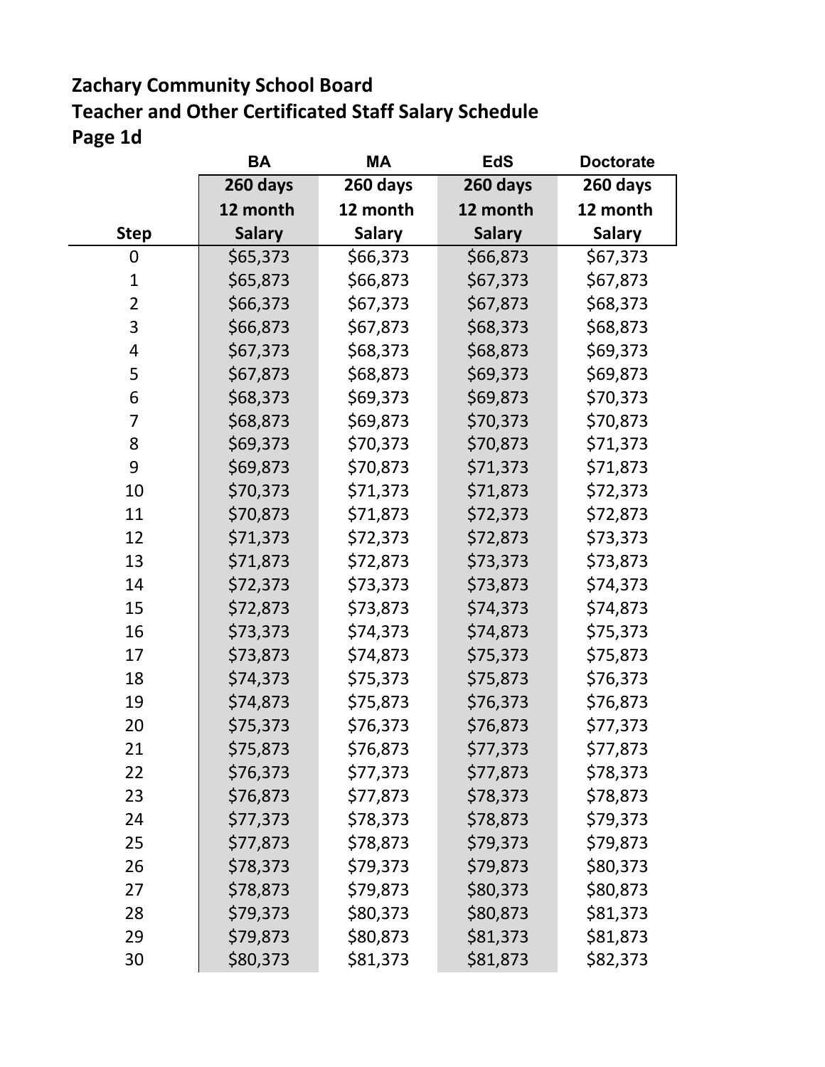**Zachary Community School Board**
**Teacher and Other Certificated Staff Salary Schedule**
**Page 1d**

| Step | BA<br>260 days<br>12 month<br>Salary | MA<br>260 days<br>12 month<br>Salary | EdS<br>260 days<br>12 month<br>Salary | Doctorate<br>260 days<br>12 month<br>Salary |
|---|---|---|---|---|
| 0 | $65,373 | $66,373 | $66,873 | $67,373 |
| 1 | $65,873 | $66,873 | $67,373 | $67,873 |
| 2 | $66,373 | $67,373 | $67,873 | $68,373 |
| 3 | $66,873 | $67,873 | $68,373 | $68,873 |
| 4 | $67,373 | $68,373 | $68,873 | $69,373 |
| 5 | $67,873 | $68,873 | $69,373 | $69,873 |
| 6 | $68,373 | $69,373 | $69,873 | $70,373 |
| 7 | $68,873 | $69,873 | $70,373 | $70,873 |
| 8 | $69,373 | $70,373 | $70,873 | $71,373 |
| 9 | $69,873 | $70,873 | $71,373 | $71,873 |
| 10 | $70,373 | $71,373 | $71,873 | $72,373 |
| 11 | $70,873 | $71,873 | $72,373 | $72,873 |
| 12 | $71,373 | $72,373 | $72,873 | $73,373 |
| 13 | $71,873 | $72,873 | $73,373 | $73,873 |
| 14 | $72,373 | $73,373 | $73,873 | $74,373 |
| 15 | $72,873 | $73,873 | $74,373 | $74,873 |
| 16 | $73,373 | $74,373 | $74,873 | $75,373 |
| 17 | $73,873 | $74,873 | $75,373 | $75,873 |
| 18 | $74,373 | $75,373 | $75,873 | $76,373 |
| 19 | $74,873 | $75,873 | $76,373 | $76,873 |
| 20 | $75,373 | $76,373 | $76,873 | $77,373 |
| 21 | $75,873 | $76,873 | $77,373 | $77,873 |
| 22 | $76,373 | $77,373 | $77,873 | $78,373 |
| 23 | $76,873 | $77,873 | $78,373 | $78,873 |
| 24 | $77,373 | $78,373 | $78,873 | $79,373 |
| 25 | $77,873 | $78,873 | $79,373 | $79,873 |
| 26 | $78,373 | $79,373 | $79,873 | $80,373 |
| 27 | $78,873 | $79,873 | $80,373 | $80,873 |
| 28 | $79,373 | $80,373 | $80,873 | $81,373 |
| 29 | $79,873 | $80,873 | $81,373 | $81,873 |
| 30 | $80,373 | $81,373 | $81,873 | $82,373 |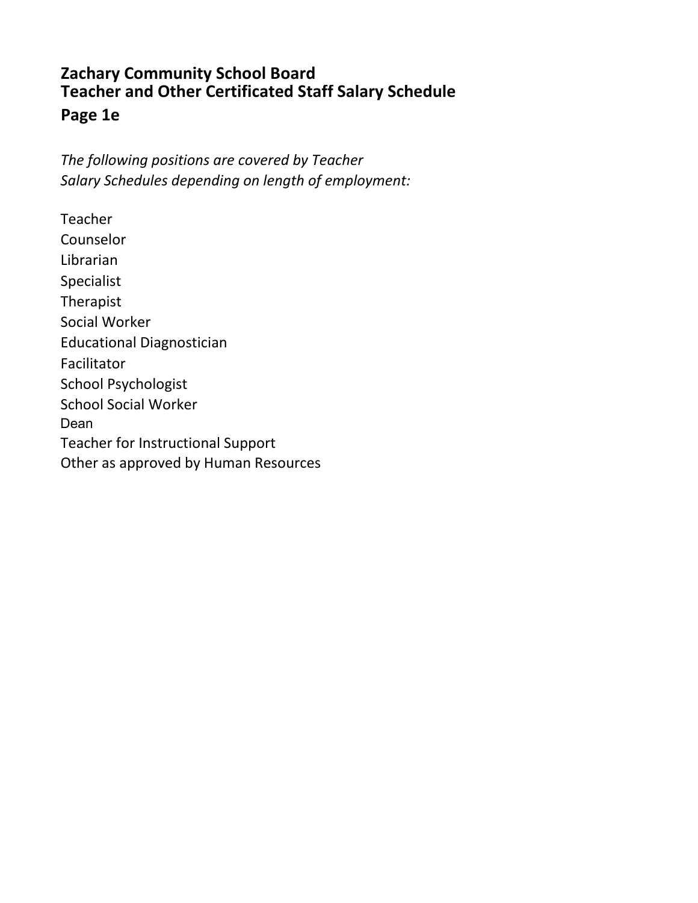# Zachary Community School Board
## Teacher and Other Certificated Staff Salary Schedule
## Page 1e

*The following positions are covered by Teacher Salary Schedules depending on length of employment:*

Teacher
Counselor
Librarian
Specialist
Therapist
Social Worker
Educational Diagnostician
Facilitator
School Psychologist
School Social Worker
Dean
Teacher for Instructional Support
Other as approved by Human Resources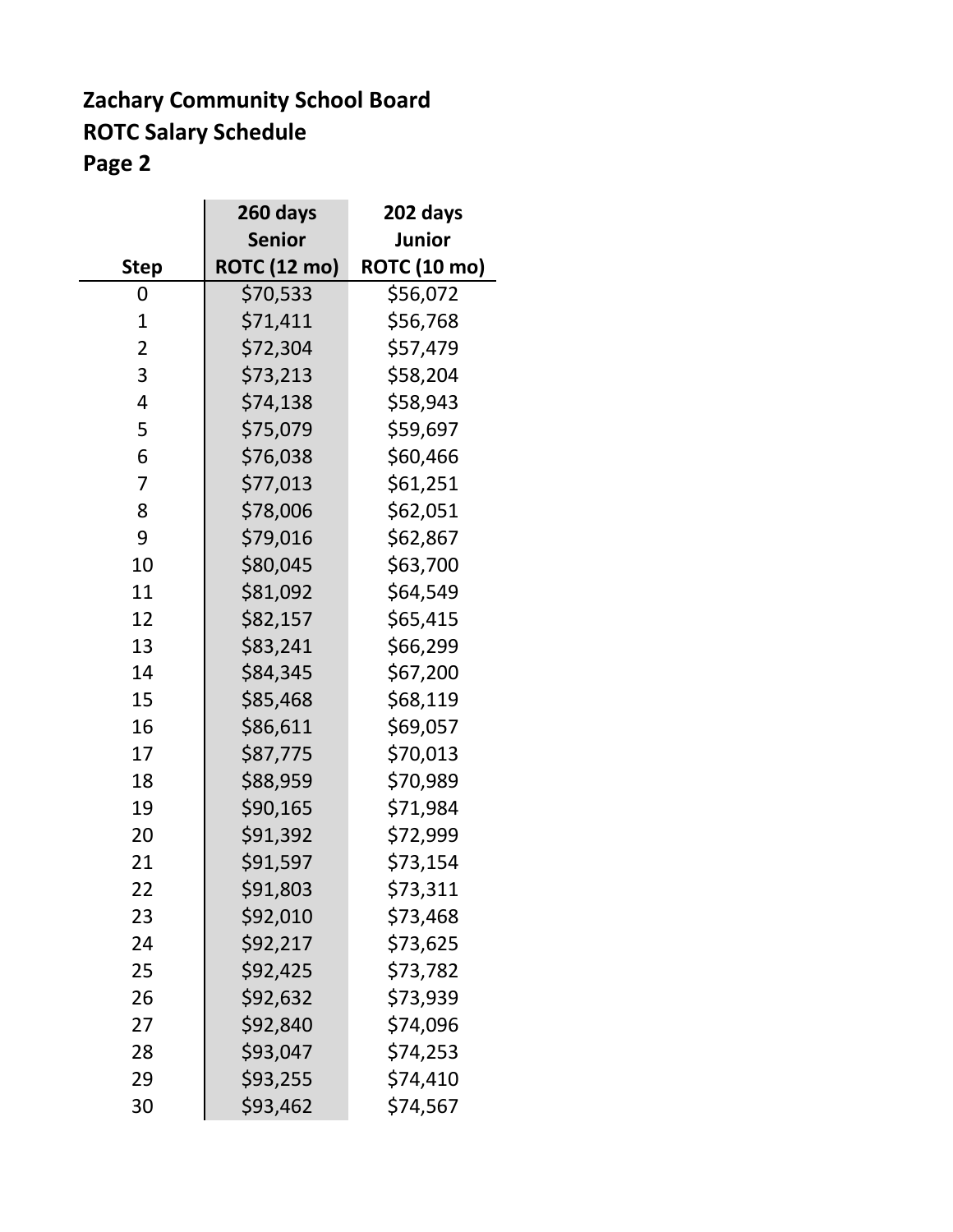**Zachary Community School Board**
**ROTC Salary Schedule**
**Page 2**

| Step | 260 days Senior ROTC (12 mo) | 202 days Junior ROTC (10 mo) |
|---|---|---|
| 0 | $70,533 | $56,072 |
| 1 | $71,411 | $56,768 |
| 2 | $72,304 | $57,479 |
| 3 | $73,213 | $58,204 |
| 4 | $74,138 | $58,943 |
| 5 | $75,079 | $59,697 |
| 6 | $76,038 | $60,466 |
| 7 | $77,013 | $61,251 |
| 8 | $78,006 | $62,051 |
| 9 | $79,016 | $62,867 |
| 10 | $80,045 | $63,700 |
| 11 | $81,092 | $64,549 |
| 12 | $82,157 | $65,415 |
| 13 | $83,241 | $66,299 |
| 14 | $84,345 | $67,200 |
| 15 | $85,468 | $68,119 |
| 16 | $86,611 | $69,057 |
| 17 | $87,775 | $70,013 |
| 18 | $88,959 | $70,989 |
| 19 | $90,165 | $71,984 |
| 20 | $91,392 | $72,999 |
| 21 | $91,597 | $73,154 |
| 22 | $91,803 | $73,311 |
| 23 | $92,010 | $73,468 |
| 24 | $92,217 | $73,625 |
| 25 | $92,425 | $73,782 |
| 26 | $92,632 | $73,939 |
| 27 | $92,840 | $74,096 |
| 28 | $93,047 | $74,253 |
| 29 | $93,255 | $74,410 |
| 30 | $93,462 | $74,567 |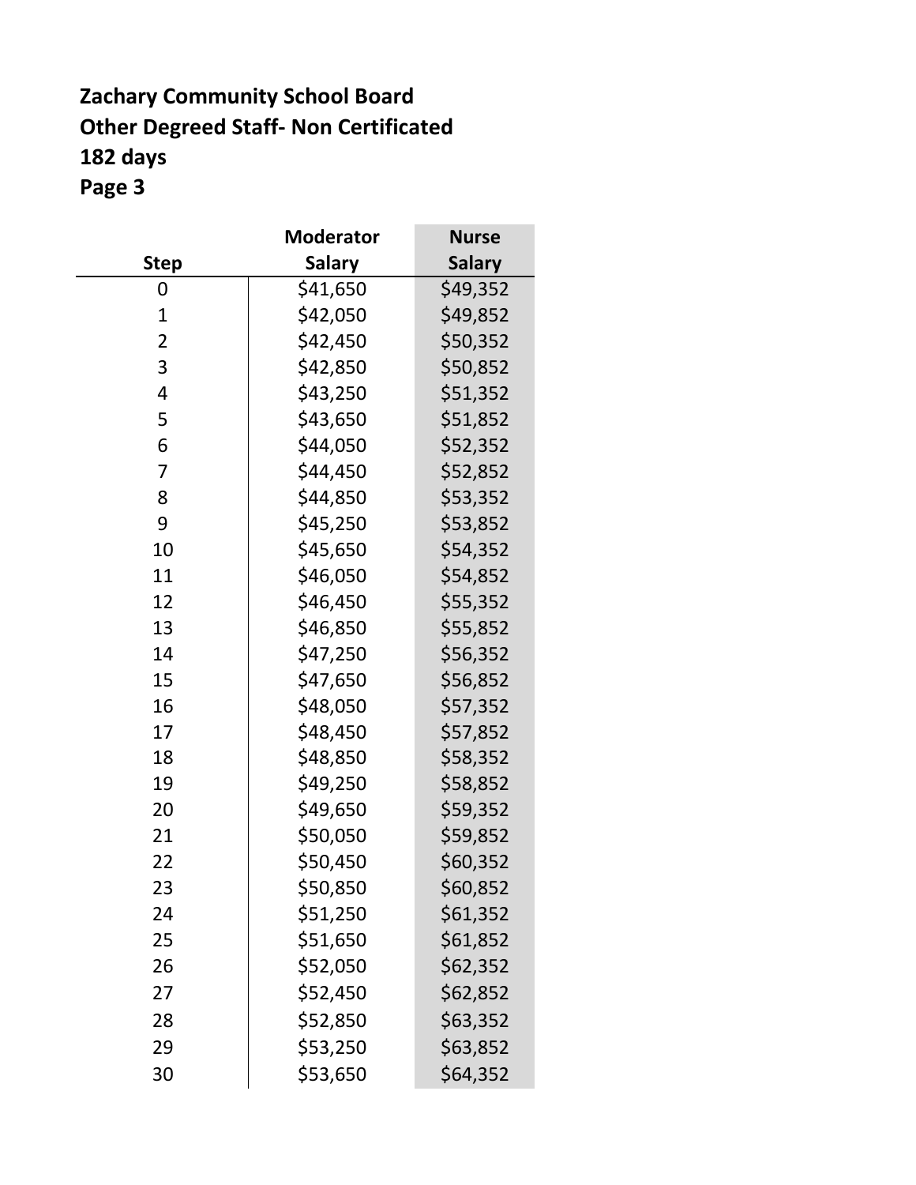**Zachary Community School Board**
**Other Degreed Staff- Non Certificated**
**182 days**
**Page 3**

| Step | Moderator Salary | Nurse Salary |
|---|---|---|
| 0 | $41,650 | $49,352 |
| 1 | $42,050 | $49,852 |
| 2 | $42,450 | $50,352 |
| 3 | $42,850 | $50,852 |
| 4 | $43,250 | $51,352 |
| 5 | $43,650 | $51,852 |
| 6 | $44,050 | $52,352 |
| 7 | $44,450 | $52,852 |
| 8 | $44,850 | $53,352 |
| 9 | $45,250 | $53,852 |
| 10 | $45,650 | $54,352 |
| 11 | $46,050 | $54,852 |
| 12 | $46,450 | $55,352 |
| 13 | $46,850 | $55,852 |
| 14 | $47,250 | $56,352 |
| 15 | $47,650 | $56,852 |
| 16 | $48,050 | $57,352 |
| 17 | $48,450 | $57,852 |
| 18 | $48,850 | $58,352 |
| 19 | $49,250 | $58,852 |
| 20 | $49,650 | $59,352 |
| 21 | $50,050 | $59,852 |
| 22 | $50,450 | $60,352 |
| 23 | $50,850 | $60,852 |
| 24 | $51,250 | $61,352 |
| 25 | $51,650 | $61,852 |
| 26 | $52,050 | $62,352 |
| 27 | $52,450 | $62,852 |
| 28 | $52,850 | $63,352 |
| 29 | $53,250 | $63,852 |
| 30 | $53,650 | $64,352 |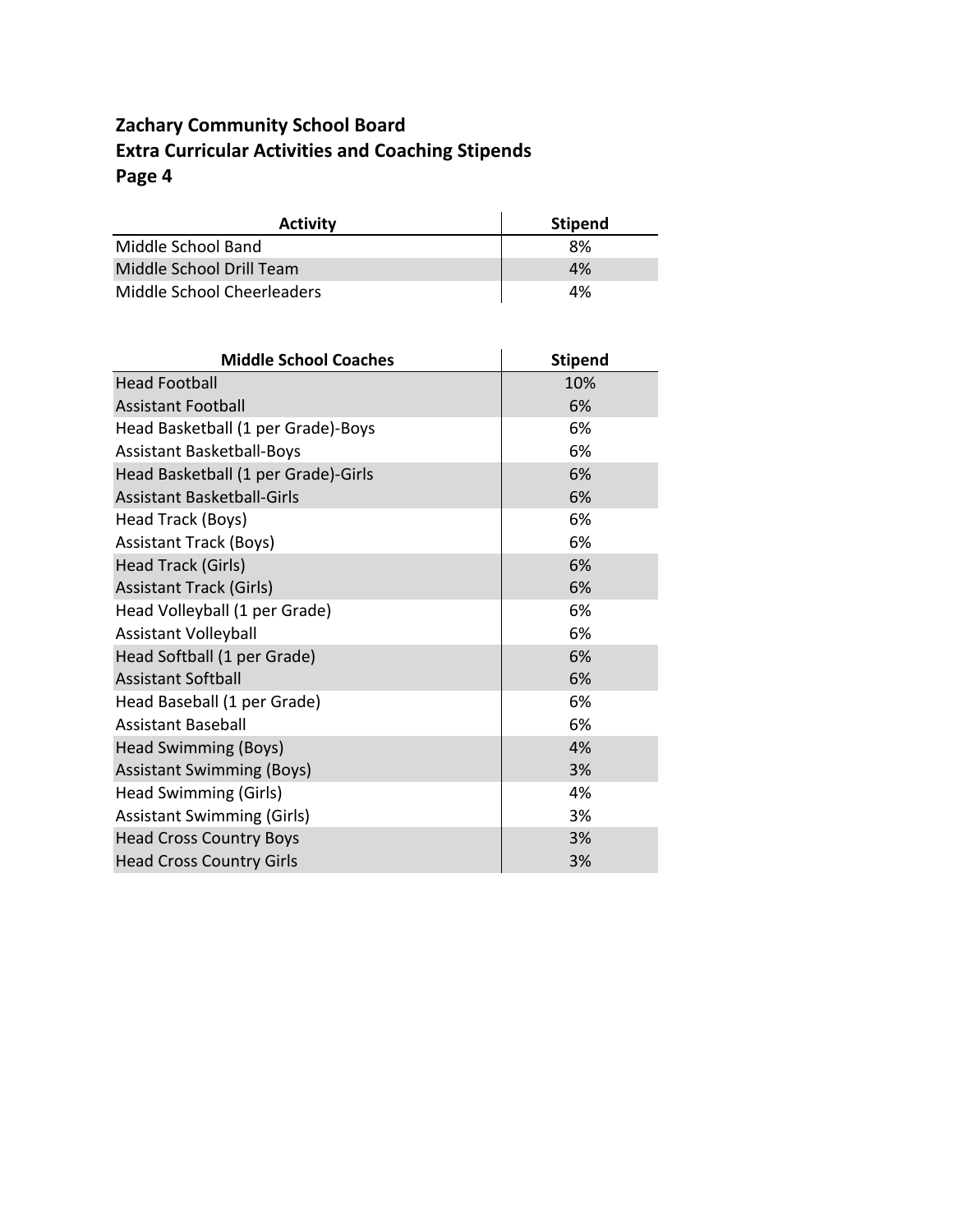**Zachary Community School Board**
**Extra Curricular Activities and Coaching Stipends**
**Page 4**

| Activity | Stipend |
|---|---|
| Middle School Band | 8% |
| Middle School Drill Team | 4% |
| Middle School Cheerleaders | 4% |

| Middle School Coaches | Stipend |
|---|---|
| Head Football | 10% |
| Assistant Football | 6% |
| Head Basketball (1 per Grade)-Boys | 6% |
| Assistant Basketball-Boys | 6% |
| Head Basketball (1 per Grade)-Girls | 6% |
| Assistant Basketball-Girls | 6% |
| Head Track (Boys) | 6% |
| Assistant Track (Boys) | 6% |
| Head Track (Girls) | 6% |
| Assistant Track (Girls) | 6% |
| Head Volleyball (1 per Grade) | 6% |
| Assistant Volleyball | 6% |
| Head Softball (1 per Grade) | 6% |
| Assistant Softball | 6% |
| Head Baseball (1 per Grade) | 6% |
| Assistant Baseball | 6% |
| Head Swimming (Boys) | 4% |
| Assistant Swimming (Boys) | 3% |
| Head Swimming (Girls) | 4% |
| Assistant Swimming (Girls) | 3% |
| Head Cross Country Boys | 3% |
| Head Cross Country Girls | 3% |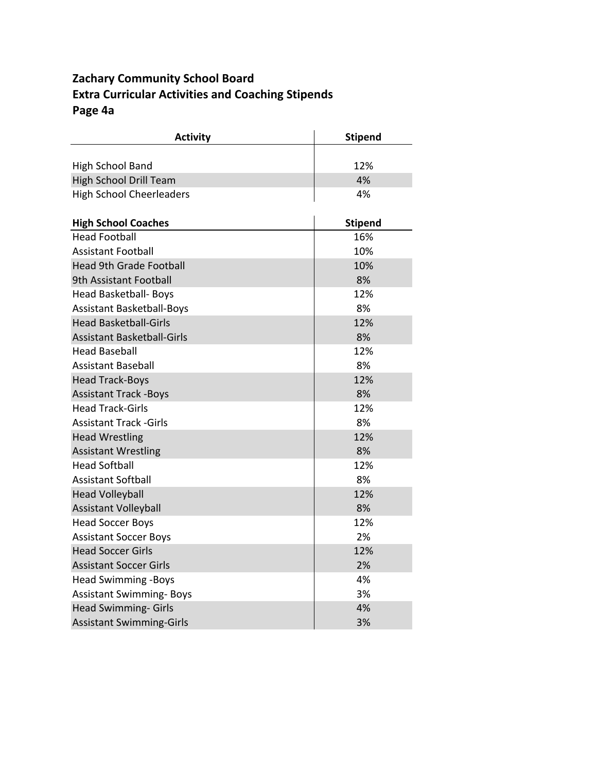**Zachary Community School Board**
**Extra Curricular Activities and Coaching Stipends**
**Page 4a**

| Activity | Stipend |
|---|---|
| High School Band | 12% |
| High School Drill Team | 4% |
| High School Cheerleaders | 4% |

| High School Coaches | Stipend |
|---|---|
| Head Football | 16% |
| Assistant Football | 10% |
| Head 9th Grade Football | 10% |
| 9th Assistant Football | 8% |
| Head Basketball- Boys | 12% |
| Assistant Basketball-Boys | 8% |
| Head Basketball-Girls | 12% |
| Assistant Basketball-Girls | 8% |
| Head Baseball | 12% |
| Assistant Baseball | 8% |
| Head Track-Boys | 12% |
| Assistant Track -Boys | 8% |
| Head Track-Girls | 12% |
| Assistant Track -Girls | 8% |
| Head Wrestling | 12% |
| Assistant Wrestling | 8% |
| Head Softball | 12% |
| Assistant Softball | 8% |
| Head Volleyball | 12% |
| Assistant Volleyball | 8% |
| Head Soccer Boys | 12% |
| Assistant Soccer Boys | 2% |
| Head Soccer Girls | 12% |
| Assistant Soccer Girls | 2% |
| Head Swimming -Boys | 4% |
| Assistant Swimming- Boys | 3% |
| Head Swimming- Girls | 4% |
| Assistant Swimming-Girls | 3% |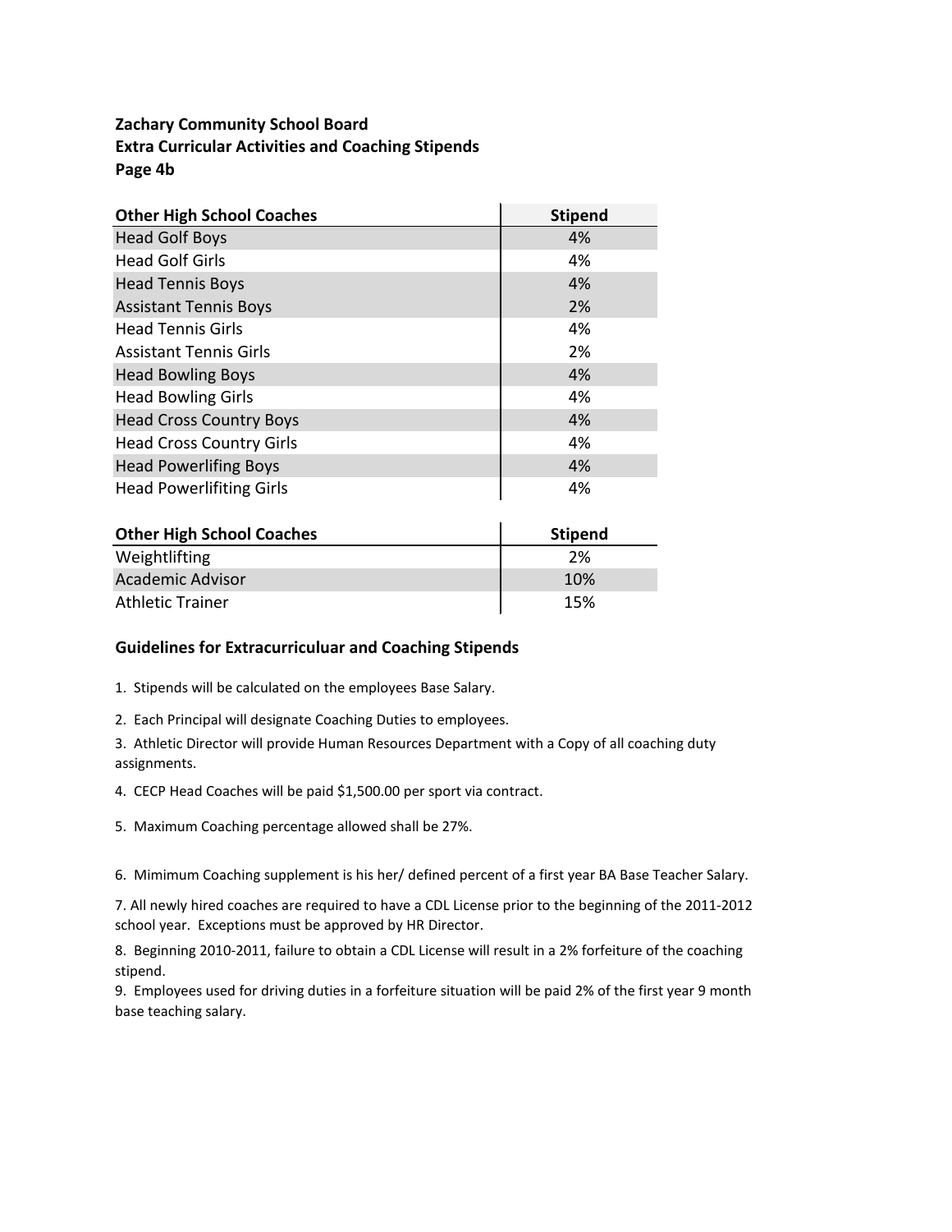**Zachary Community School Board**
**Extra Curricular Activities and Coaching Stipends**
**Page 4b**

| Other High School Coaches | Stipend |
|---|---|
| Head Golf Boys | 4% |
| Head Golf Girls | 4% |
| Head Tennis Boys | 4% |
| Assistant Tennis Boys | 2% |
| Head Tennis Girls | 4% |
| Assistant Tennis Girls | 2% |
| Head Bowling Boys | 4% |
| Head Bowling Girls | 4% |
| Head Cross Country Boys | 4% |
| Head Cross Country Girls | 4% |
| Head Powerlifing Boys | 4% |
| Head Powerlifiting Girls | 4% |

| Other High School Coaches | Stipend |
|---|---|
| Weightlifting | 2% |
| Academic Advisor | 10% |
| Athletic Trainer | 15% |

### Guidelines for Extracurriculuar and Coaching Stipends

1. Stipends will be calculated on the employees Base Salary.
2. Each Principal will designate Coaching Duties to employees.
3. Athletic Director will provide Human Resources Department with a Copy of all coaching duty assignments.
4. CECP Head Coaches will be paid $1,500.00 per sport via contract.
5. Maximum Coaching percentage allowed shall be 27%.
6. Mimimum Coaching supplement is his her/ defined percent of a first year BA Base Teacher Salary.
7. All newly hired coaches are required to have a CDL License prior to the beginning of the 2011-2012 school year. Exceptions must be approved by HR Director.
8. Beginning 2010-2011, failure to obtain a CDL License will result in a 2% forfeiture of the coaching stipend.
9. Employees used for driving duties in a forfeiture situation will be paid 2% of the first year 9 month base teaching salary.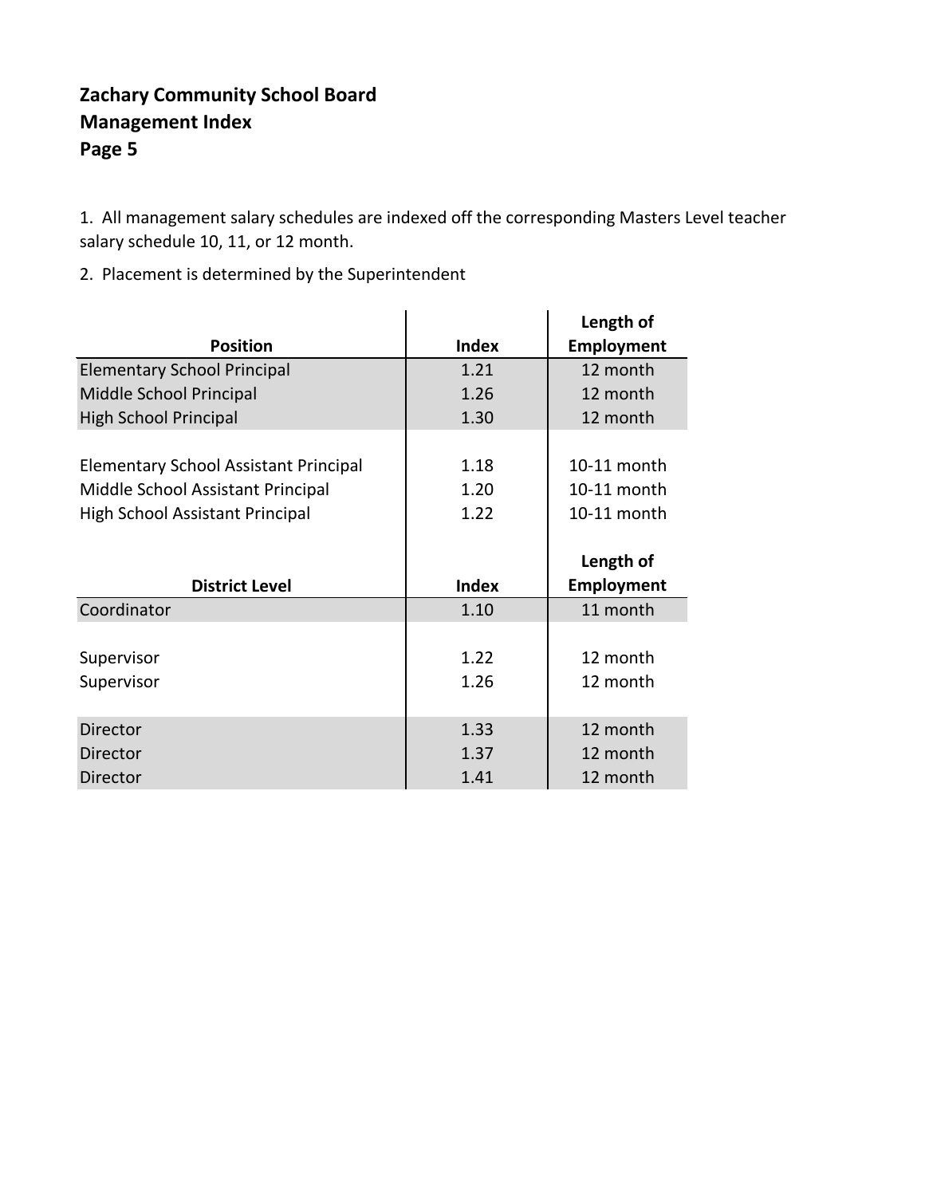**Zachary Community School Board**
**Management Index**
**Page 5**

1. All management salary schedules are indexed off the corresponding Masters Level teacher salary schedule 10, 11, or 12 month.

2. Placement is determined by the Superintendent

| Position | Index | Length of Employment |
|---|---|---|
| Elementary School Principal | 1.21 | 12 month |
| Middle School Principal | 1.26 | 12 month |
| High School Principal | 1.30 | 12 month |
| | | |
| Elementary School Assistant Principal | 1.18 | 10-11 month |
| Middle School Assistant Principal | 1.20 | 10-11 month |
| High School Assistant Principal | 1.22 | 10-11 month |

| District Level | Index | Length of Employment |
|---|---|---|
| Coordinator | 1.10 | 11 month |
| | | |
| Supervisor | 1.22 | 12 month |
| Supervisor | 1.26 | 12 month |
| | | |
| Director | 1.33 | 12 month |
| Director | 1.37 | 12 month |
| Director | 1.41 | 12 month |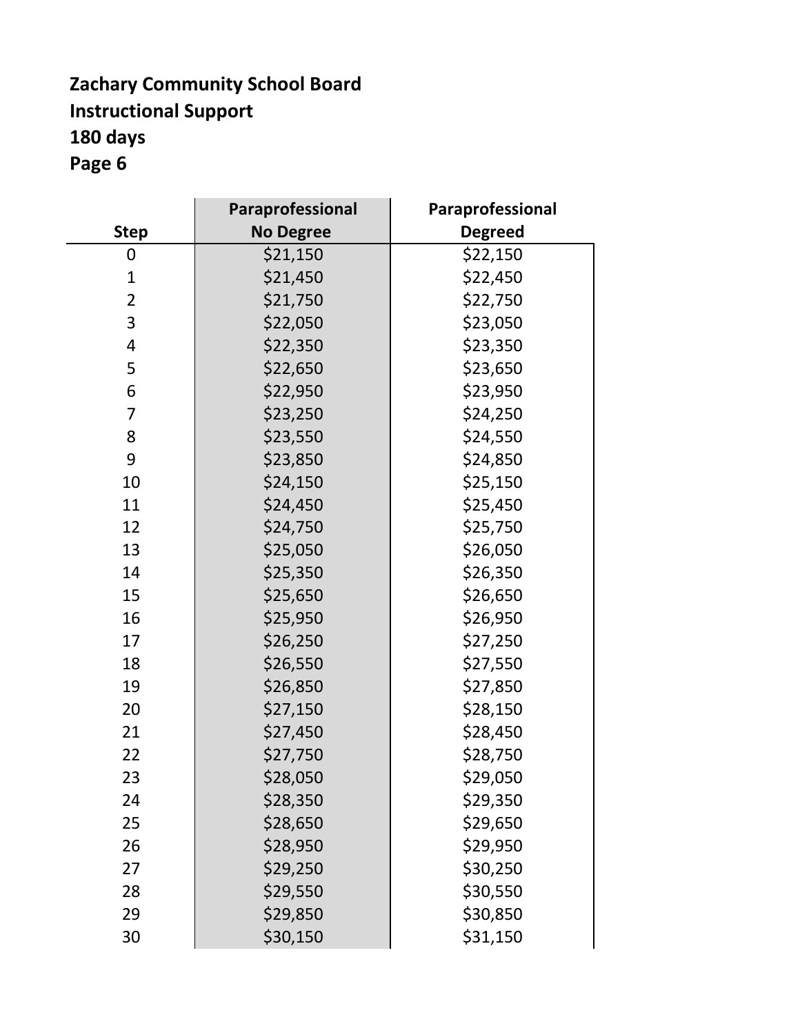**Zachary Community School Board**
**Instructional Support**
**180 days**
**Page 6**

| Step | Paraprofessional No Degree | Paraprofessional Degreed |
|---|---|---|
| 0 | $21,150 | $22,150 |
| 1 | $21,450 | $22,450 |
| 2 | $21,750 | $22,750 |
| 3 | $22,050 | $23,050 |
| 4 | $22,350 | $23,350 |
| 5 | $22,650 | $23,650 |
| 6 | $22,950 | $23,950 |
| 7 | $23,250 | $24,250 |
| 8 | $23,550 | $24,550 |
| 9 | $23,850 | $24,850 |
| 10 | $24,150 | $25,150 |
| 11 | $24,450 | $25,450 |
| 12 | $24,750 | $25,750 |
| 13 | $25,050 | $26,050 |
| 14 | $25,350 | $26,350 |
| 15 | $25,650 | $26,650 |
| 16 | $25,950 | $26,950 |
| 17 | $26,250 | $27,250 |
| 18 | $26,550 | $27,550 |
| 19 | $26,850 | $27,850 |
| 20 | $27,150 | $28,150 |
| 21 | $27,450 | $28,450 |
| 22 | $27,750 | $28,750 |
| 23 | $28,050 | $29,050 |
| 24 | $28,350 | $29,350 |
| 25 | $28,650 | $29,650 |
| 26 | $28,950 | $29,950 |
| 27 | $29,250 | $30,250 |
| 28 | $29,550 | $30,550 |
| 29 | $29,850 | $30,850 |
| 30 | $30,150 | $31,150 |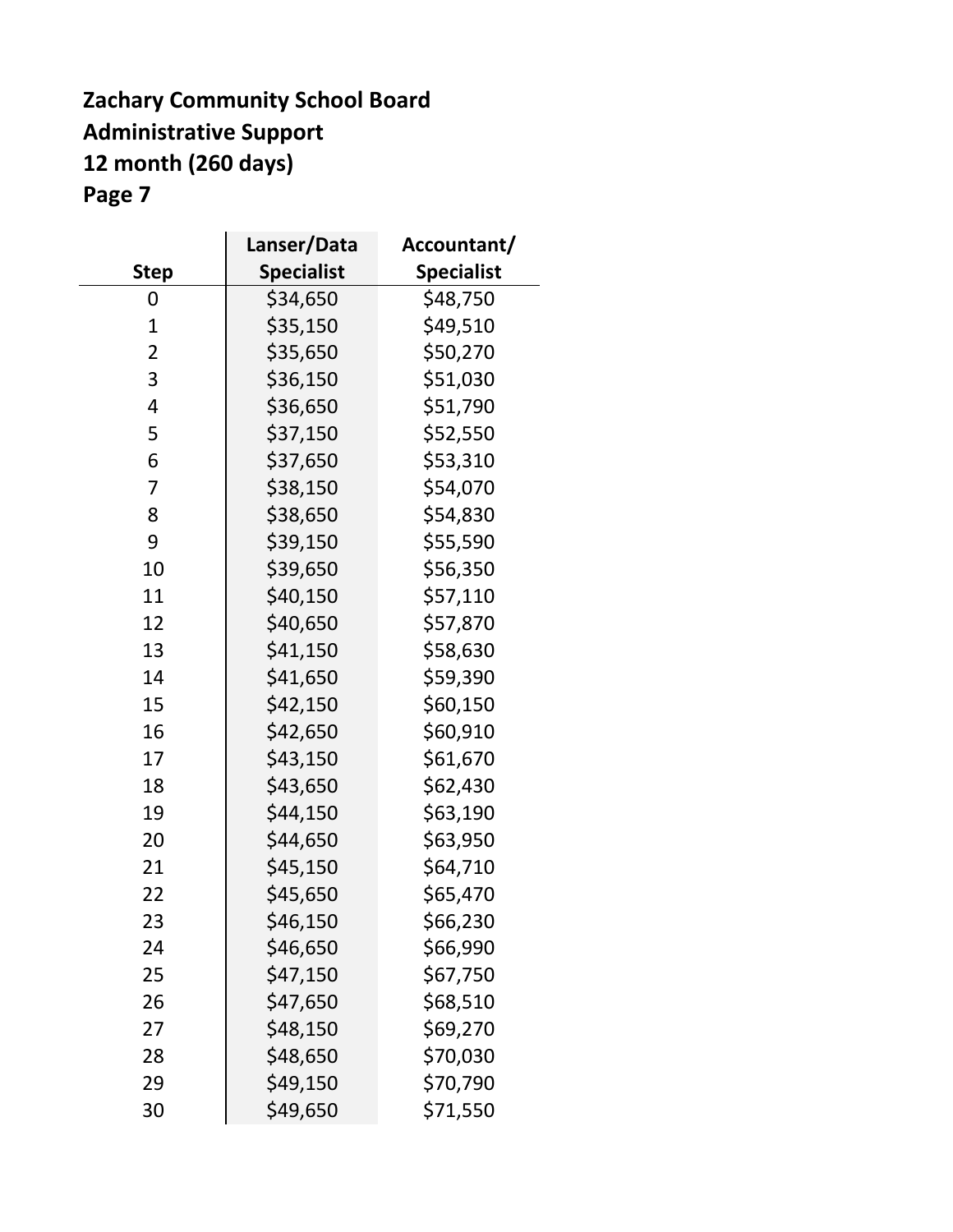**Zachary Community School Board**
**Administrative Support**
**12 month (260 days)**
**Page 7**

| Step | Lanser/Data Specialist | Accountant/ Specialist |
|---|---|---|
| 0 | $34,650 | $48,750 |
| 1 | $35,150 | $49,510 |
| 2 | $35,650 | $50,270 |
| 3 | $36,150 | $51,030 |
| 4 | $36,650 | $51,790 |
| 5 | $37,150 | $52,550 |
| 6 | $37,650 | $53,310 |
| 7 | $38,150 | $54,070 |
| 8 | $38,650 | $54,830 |
| 9 | $39,150 | $55,590 |
| 10 | $39,650 | $56,350 |
| 11 | $40,150 | $57,110 |
| 12 | $40,650 | $57,870 |
| 13 | $41,150 | $58,630 |
| 14 | $41,650 | $59,390 |
| 15 | $42,150 | $60,150 |
| 16 | $42,650 | $60,910 |
| 17 | $43,150 | $61,670 |
| 18 | $43,650 | $62,430 |
| 19 | $44,150 | $63,190 |
| 20 | $44,650 | $63,950 |
| 21 | $45,150 | $64,710 |
| 22 | $45,650 | $65,470 |
| 23 | $46,150 | $66,230 |
| 24 | $46,650 | $66,990 |
| 25 | $47,150 | $67,750 |
| 26 | $47,650 | $68,510 |
| 27 | $48,150 | $69,270 |
| 28 | $48,650 | $70,030 |
| 29 | $49,150 | $70,790 |
| 30 | $49,650 | $71,550 |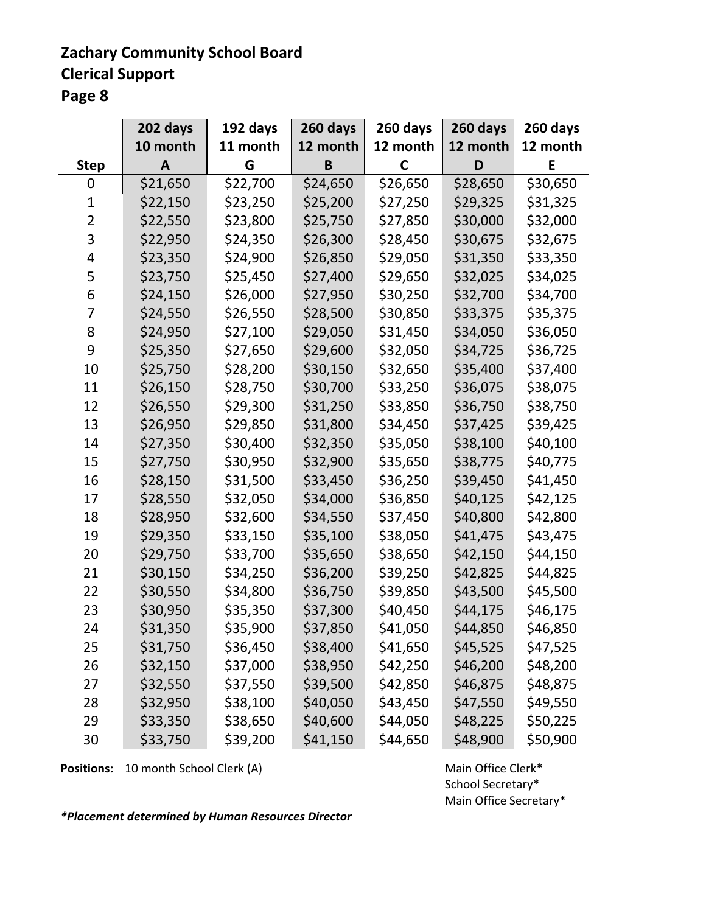**Zachary Community School Board**
**Clerical Support**
**Page 8**

| Step | 202 days 10 month A | 192 days 11 month G | 260 days 12 month B | 260 days 12 month C | 260 days 12 month D | 260 days 12 month E |
|---|---|---|---|---|---|---|
| 0 | $21,650 | $22,700 | $24,650 | $26,650 | $28,650 | $30,650 |
| 1 | $22,150 | $23,250 | $25,200 | $27,250 | $29,325 | $31,325 |
| 2 | $22,550 | $23,800 | $25,750 | $27,850 | $30,000 | $32,000 |
| 3 | $22,950 | $24,350 | $26,300 | $28,450 | $30,675 | $32,675 |
| 4 | $23,350 | $24,900 | $26,850 | $29,050 | $31,350 | $33,350 |
| 5 | $23,750 | $25,450 | $27,400 | $29,650 | $32,025 | $34,025 |
| 6 | $24,150 | $26,000 | $27,950 | $30,250 | $32,700 | $34,700 |
| 7 | $24,550 | $26,550 | $28,500 | $30,850 | $33,375 | $35,375 |
| 8 | $24,950 | $27,100 | $29,050 | $31,450 | $34,050 | $36,050 |
| 9 | $25,350 | $27,650 | $29,600 | $32,050 | $34,725 | $36,725 |
| 10 | $25,750 | $28,200 | $30,150 | $32,650 | $35,400 | $37,400 |
| 11 | $26,150 | $28,750 | $30,700 | $33,250 | $36,075 | $38,075 |
| 12 | $26,550 | $29,300 | $31,250 | $33,850 | $36,750 | $38,750 |
| 13 | $26,950 | $29,850 | $31,800 | $34,450 | $37,425 | $39,425 |
| 14 | $27,350 | $30,400 | $32,350 | $35,050 | $38,100 | $40,100 |
| 15 | $27,750 | $30,950 | $32,900 | $35,650 | $38,775 | $40,775 |
| 16 | $28,150 | $31,500 | $33,450 | $36,250 | $39,450 | $41,450 |
| 17 | $28,550 | $32,050 | $34,000 | $36,850 | $40,125 | $42,125 |
| 18 | $28,950 | $32,600 | $34,550 | $37,450 | $40,800 | $42,800 |
| 19 | $29,350 | $33,150 | $35,100 | $38,050 | $41,475 | $43,475 |
| 20 | $29,750 | $33,700 | $35,650 | $38,650 | $42,150 | $44,150 |
| 21 | $30,150 | $34,250 | $36,200 | $39,250 | $42,825 | $44,825 |
| 22 | $30,550 | $34,800 | $36,750 | $39,850 | $43,500 | $45,500 |
| 23 | $30,950 | $35,350 | $37,300 | $40,450 | $44,175 | $46,175 |
| 24 | $31,350 | $35,900 | $37,850 | $41,050 | $44,850 | $46,850 |
| 25 | $31,750 | $36,450 | $38,400 | $41,650 | $45,525 | $47,525 |
| 26 | $32,150 | $37,000 | $38,950 | $42,250 | $46,200 | $48,200 |
| 27 | $32,550 | $37,550 | $39,500 | $42,850 | $46,875 | $48,875 |
| 28 | $32,950 | $38,100 | $40,050 | $43,450 | $47,550 | $49,550 |
| 29 | $33,350 | $38,650 | $40,600 | $44,050 | $48,225 | $50,225 |
| 30 | $33,750 | $39,200 | $41,150 | $44,650 | $48,900 | $50,900 |

**Positions:** 10 month School Clerk (A)

Main Office Clerk*
School Secretary*
Main Office Secretary*

***Placement determined by Human Resources Director***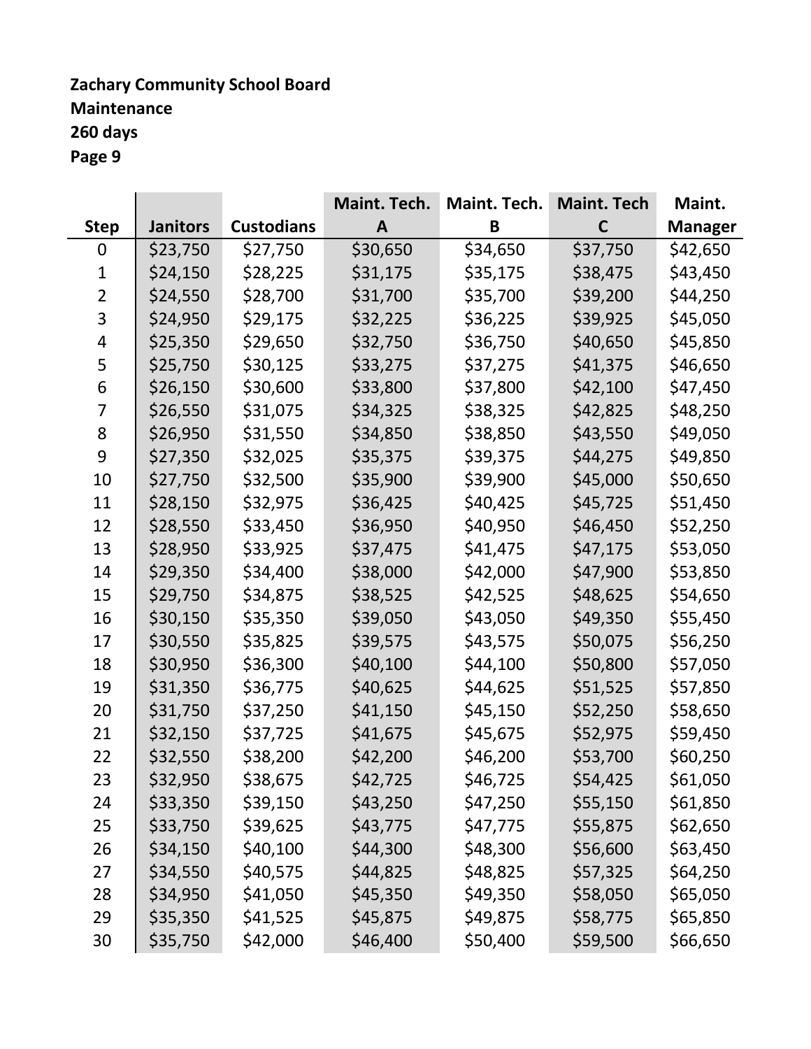**Zachary Community School Board**
**Maintenance**
**260 days**
**Page 9**

| Step | Janitors | Custodians | Maint. Tech. A | Maint. Tech. B | Maint. Tech C | Maint. Manager |
|---|---|---|---|---|---|---|
| 0 | $23,750 | $27,750 | $30,650 | $34,650 | $37,750 | $42,650 |
| 1 | $24,150 | $28,225 | $31,175 | $35,175 | $38,475 | $43,450 |
| 2 | $24,550 | $28,700 | $31,700 | $35,700 | $39,200 | $44,250 |
| 3 | $24,950 | $29,175 | $32,225 | $36,225 | $39,925 | $45,050 |
| 4 | $25,350 | $29,650 | $32,750 | $36,750 | $40,650 | $45,850 |
| 5 | $25,750 | $30,125 | $33,275 | $37,275 | $41,375 | $46,650 |
| 6 | $26,150 | $30,600 | $33,800 | $37,800 | $42,100 | $47,450 |
| 7 | $26,550 | $31,075 | $34,325 | $38,325 | $42,825 | $48,250 |
| 8 | $26,950 | $31,550 | $34,850 | $38,850 | $43,550 | $49,050 |
| 9 | $27,350 | $32,025 | $35,375 | $39,375 | $44,275 | $49,850 |
| 10 | $27,750 | $32,500 | $35,900 | $39,900 | $45,000 | $50,650 |
| 11 | $28,150 | $32,975 | $36,425 | $40,425 | $45,725 | $51,450 |
| 12 | $28,550 | $33,450 | $36,950 | $40,950 | $46,450 | $52,250 |
| 13 | $28,950 | $33,925 | $37,475 | $41,475 | $47,175 | $53,050 |
| 14 | $29,350 | $34,400 | $38,000 | $42,000 | $47,900 | $53,850 |
| 15 | $29,750 | $34,875 | $38,525 | $42,525 | $48,625 | $54,650 |
| 16 | $30,150 | $35,350 | $39,050 | $43,050 | $49,350 | $55,450 |
| 17 | $30,550 | $35,825 | $39,575 | $43,575 | $50,075 | $56,250 |
| 18 | $30,950 | $36,300 | $40,100 | $44,100 | $50,800 | $57,050 |
| 19 | $31,350 | $36,775 | $40,625 | $44,625 | $51,525 | $57,850 |
| 20 | $31,750 | $37,250 | $41,150 | $45,150 | $52,250 | $58,650 |
| 21 | $32,150 | $37,725 | $41,675 | $45,675 | $52,975 | $59,450 |
| 22 | $32,550 | $38,200 | $42,200 | $46,200 | $53,700 | $60,250 |
| 23 | $32,950 | $38,675 | $42,725 | $46,725 | $54,425 | $61,050 |
| 24 | $33,350 | $39,150 | $43,250 | $47,250 | $55,150 | $61,850 |
| 25 | $33,750 | $39,625 | $43,775 | $47,775 | $55,875 | $62,650 |
| 26 | $34,150 | $40,100 | $44,300 | $48,300 | $56,600 | $63,450 |
| 27 | $34,550 | $40,575 | $44,825 | $48,825 | $57,325 | $64,250 |
| 28 | $34,950 | $41,050 | $45,350 | $49,350 | $58,050 | $65,050 |
| 29 | $35,350 | $41,525 | $45,875 | $49,875 | $58,775 | $65,850 |
| 30 | $35,750 | $42,000 | $46,400 | $50,400 | $59,500 | $66,650 |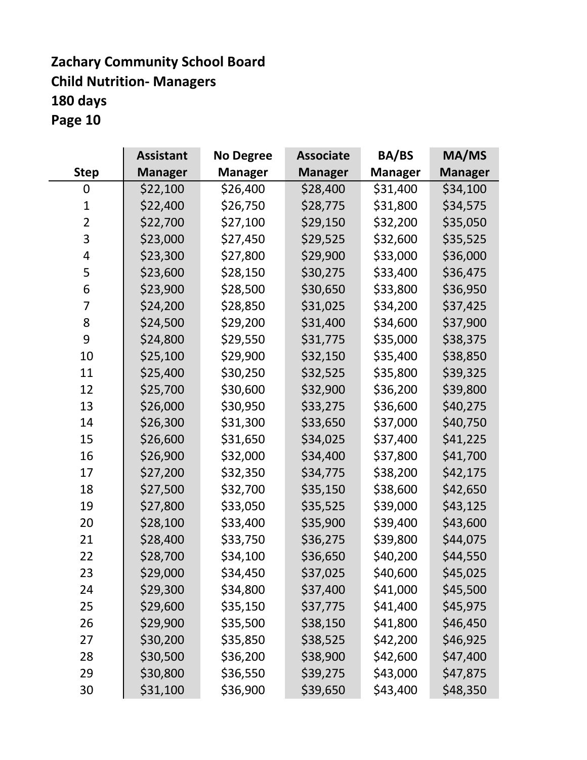**Zachary Community School Board**
**Child Nutrition- Managers**
**180 days**
**Page 10**

| Step | Assistant Manager | No Degree Manager | Associate Manager | BA/BS Manager | MA/MS Manager |
|---|---|---|---|---|---|
| 0 | $22,100 | $26,400 | $28,400 | $31,400 | $34,100 |
| 1 | $22,400 | $26,750 | $28,775 | $31,800 | $34,575 |
| 2 | $22,700 | $27,100 | $29,150 | $32,200 | $35,050 |
| 3 | $23,000 | $27,450 | $29,525 | $32,600 | $35,525 |
| 4 | $23,300 | $27,800 | $29,900 | $33,000 | $36,000 |
| 5 | $23,600 | $28,150 | $30,275 | $33,400 | $36,475 |
| 6 | $23,900 | $28,500 | $30,650 | $33,800 | $36,950 |
| 7 | $24,200 | $28,850 | $31,025 | $34,200 | $37,425 |
| 8 | $24,500 | $29,200 | $31,400 | $34,600 | $37,900 |
| 9 | $24,800 | $29,550 | $31,775 | $35,000 | $38,375 |
| 10 | $25,100 | $29,900 | $32,150 | $35,400 | $38,850 |
| 11 | $25,400 | $30,250 | $32,525 | $35,800 | $39,325 |
| 12 | $25,700 | $30,600 | $32,900 | $36,200 | $39,800 |
| 13 | $26,000 | $30,950 | $33,275 | $36,600 | $40,275 |
| 14 | $26,300 | $31,300 | $33,650 | $37,000 | $40,750 |
| 15 | $26,600 | $31,650 | $34,025 | $37,400 | $41,225 |
| 16 | $26,900 | $32,000 | $34,400 | $37,800 | $41,700 |
| 17 | $27,200 | $32,350 | $34,775 | $38,200 | $42,175 |
| 18 | $27,500 | $32,700 | $35,150 | $38,600 | $42,650 |
| 19 | $27,800 | $33,050 | $35,525 | $39,000 | $43,125 |
| 20 | $28,100 | $33,400 | $35,900 | $39,400 | $43,600 |
| 21 | $28,400 | $33,750 | $36,275 | $39,800 | $44,075 |
| 22 | $28,700 | $34,100 | $36,650 | $40,200 | $44,550 |
| 23 | $29,000 | $34,450 | $37,025 | $40,600 | $45,025 |
| 24 | $29,300 | $34,800 | $37,400 | $41,000 | $45,500 |
| 25 | $29,600 | $35,150 | $37,775 | $41,400 | $45,975 |
| 26 | $29,900 | $35,500 | $38,150 | $41,800 | $46,450 |
| 27 | $30,200 | $35,850 | $38,525 | $42,200 | $46,925 |
| 28 | $30,500 | $36,200 | $38,900 | $42,600 | $47,400 |
| 29 | $30,800 | $36,550 | $39,275 | $43,000 | $47,875 |
| 30 | $31,100 | $36,900 | $39,650 | $43,400 | $48,350 |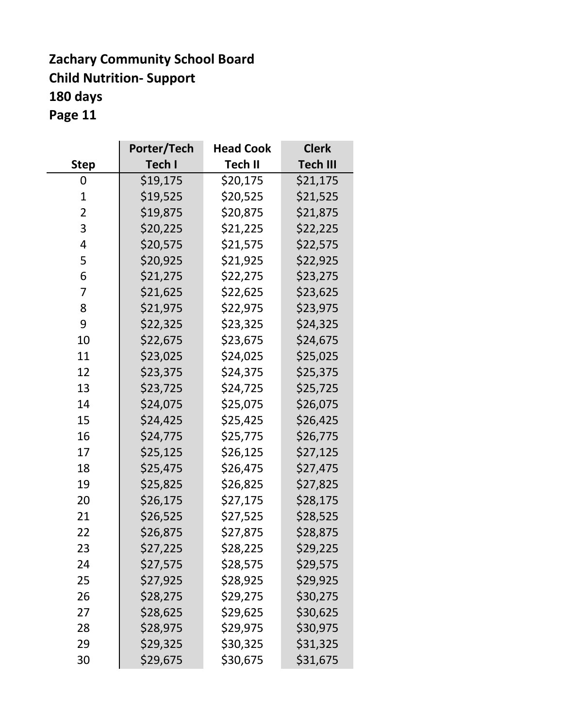**Zachary Community School Board**
**Child Nutrition- Support**
**180 days**
**Page 11**

| Step | Porter/Tech Tech I | Head Cook Tech II | Clerk Tech III |
|---|---|---|---|
| 0 | $19,175 | $20,175 | $21,175 |
| 1 | $19,525 | $20,525 | $21,525 |
| 2 | $19,875 | $20,875 | $21,875 |
| 3 | $20,225 | $21,225 | $22,225 |
| 4 | $20,575 | $21,575 | $22,575 |
| 5 | $20,925 | $21,925 | $22,925 |
| 6 | $21,275 | $22,275 | $23,275 |
| 7 | $21,625 | $22,625 | $23,625 |
| 8 | $21,975 | $22,975 | $23,975 |
| 9 | $22,325 | $23,325 | $24,325 |
| 10 | $22,675 | $23,675 | $24,675 |
| 11 | $23,025 | $24,025 | $25,025 |
| 12 | $23,375 | $24,375 | $25,375 |
| 13 | $23,725 | $24,725 | $25,725 |
| 14 | $24,075 | $25,075 | $26,075 |
| 15 | $24,425 | $25,425 | $26,425 |
| 16 | $24,775 | $25,775 | $26,775 |
| 17 | $25,125 | $26,125 | $27,125 |
| 18 | $25,475 | $26,475 | $27,475 |
| 19 | $25,825 | $26,825 | $27,825 |
| 20 | $26,175 | $27,175 | $28,175 |
| 21 | $26,525 | $27,525 | $28,525 |
| 22 | $26,875 | $27,875 | $28,875 |
| 23 | $27,225 | $28,225 | $29,225 |
| 24 | $27,575 | $28,575 | $29,575 |
| 25 | $27,925 | $28,925 | $29,925 |
| 26 | $28,275 | $29,275 | $30,275 |
| 27 | $28,625 | $29,625 | $30,625 |
| 28 | $28,975 | $29,975 | $30,975 |
| 29 | $29,325 | $30,325 | $31,325 |
| 30 | $29,675 | $30,675 | $31,675 |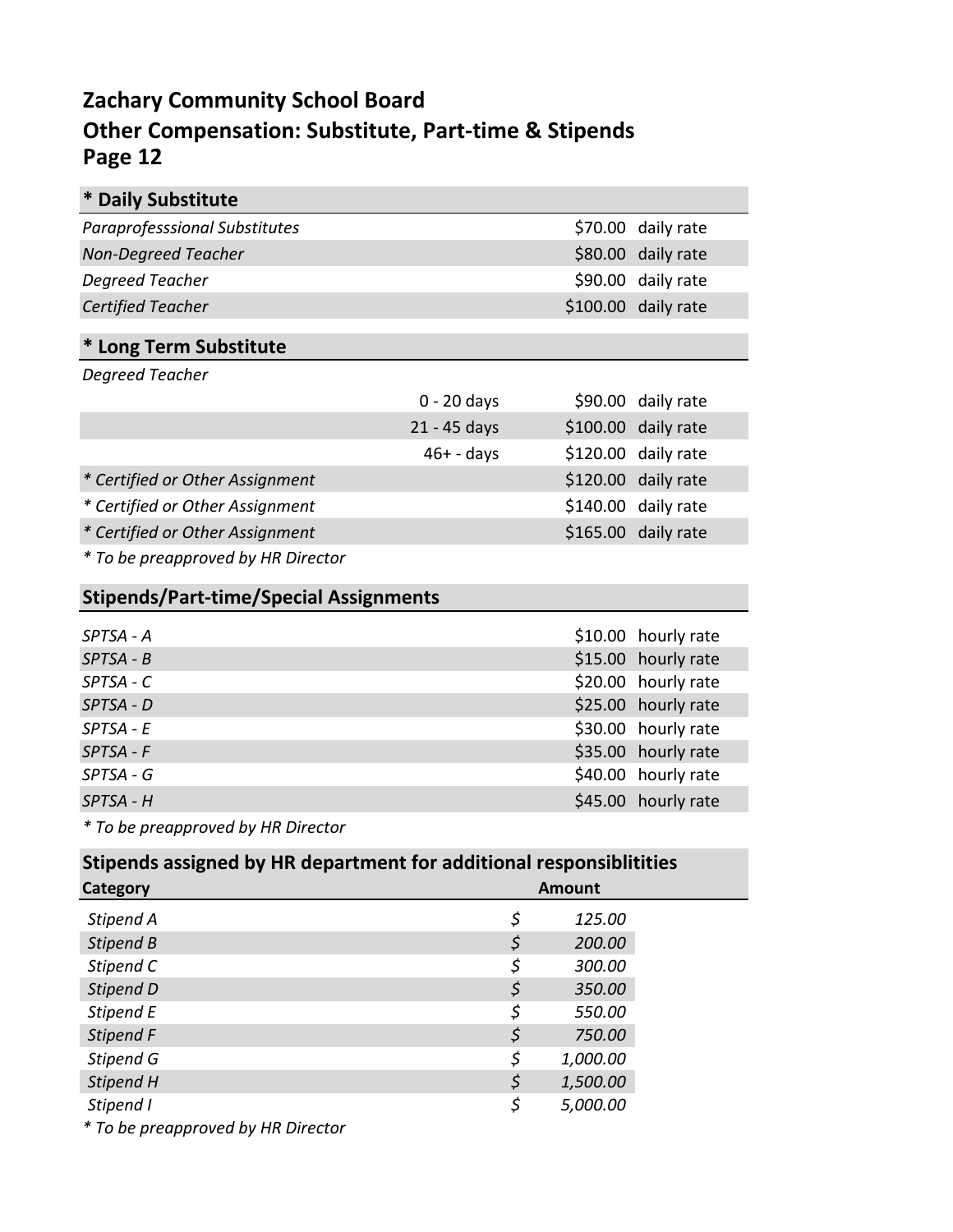# Zachary Community School Board
## Other Compensation: Substitute, Part-time & Stipends
## Page 12

### * Daily Substitute

| | | |
|---|---|---|
| *Paraprofesssional Substitutes* | $70.00 | daily rate |
| *Non-Degreed Teacher* | $80.00 | daily rate |
| *Degreed Teacher* | $90.00 | daily rate |
| *Certified Teacher* | $100.00 | daily rate |

### * Long Term Substitute

| | | | |
|---|---|---|---|
| *Degreed Teacher* | | | |
| | 0 - 20 days | $90.00 | daily rate |
| | 21 - 45 days | $100.00 | daily rate |
| | 46+ - days | $120.00 | daily rate |
| *\* Certified or Other Assignment* | | $120.00 | daily rate |
| *\* Certified or Other Assignment* | | $140.00 | daily rate |
| *\* Certified or Other Assignment* | | $165.00 | daily rate |

*\* To be preapproved by HR Director*

### Stipends/Part-time/Special Assignments

| | | |
|---|---|---|
| *SPTSA - A* | $10.00 | hourly rate |
| *SPTSA - B* | $15.00 | hourly rate |
| *SPTSA - C* | $20.00 | hourly rate |
| *SPTSA - D* | $25.00 | hourly rate |
| *SPTSA - E* | $30.00 | hourly rate |
| *SPTSA - F* | $35.00 | hourly rate |
| *SPTSA - G* | $40.00 | hourly rate |
| *SPTSA - H* | $45.00 | hourly rate |

*\* To be preapproved by HR Director*

### Stipends assigned by HR department for additional responsiblitities

| Category | Amount |
|---|---|
| *Stipend A* | $ 125.00 |
| *Stipend B* | $ 200.00 |
| *Stipend C* | $ 300.00 |
| *Stipend D* | $ 350.00 |
| *Stipend E* | $ 550.00 |
| *Stipend F* | $ 750.00 |
| *Stipend G* | $ 1,000.00 |
| *Stipend H* | $ 1,500.00 |
| *Stipend I* | $ 5,000.00 |

*\* To be preapproved by HR Director*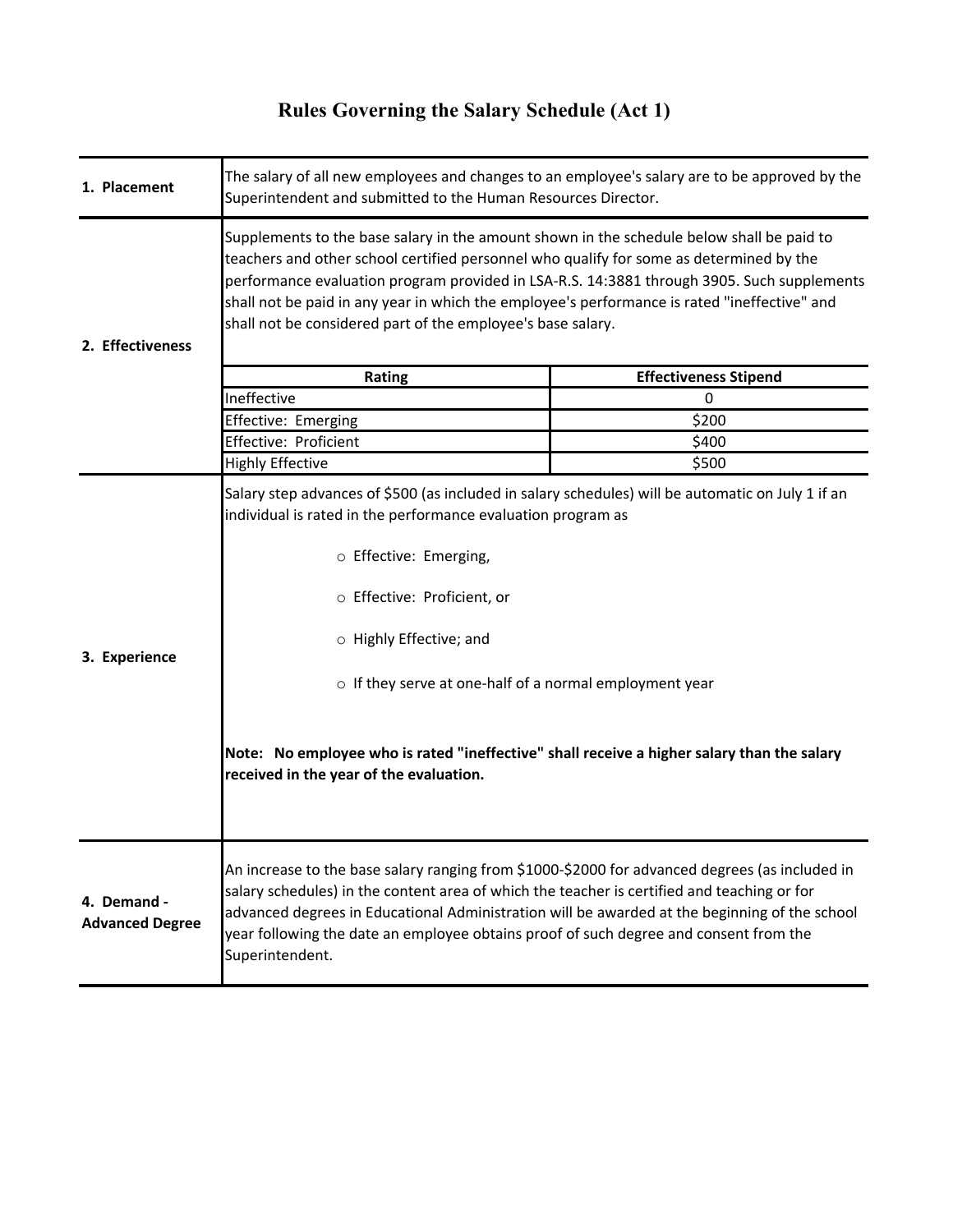# Rules Governing the Salary Schedule (Act 1)

**1. Placement**

The salary of all new employees and changes to an employee's salary are to be approved by the Superintendent and submitted to the Human Resources Director.

**2. Effectiveness**

Supplements to the base salary in the amount shown in the schedule below shall be paid to teachers and other school certified personnel who qualify for some as determined by the performance evaluation program provided in LSA-R.S. 14:3881 through 3905. Such supplements shall not be paid in any year in which the employee's performance is rated "ineffective" and shall not be considered part of the employee's base salary.

| Rating | Effectiveness Stipend |
|---|---|
| Ineffective | 0 |
| Effective: Emerging | $200 |
| Effective: Proficient | $400 |
| Highly Effective | $500 |

**3. Experience**

Salary step advances of $500 (as included in salary schedules) will be automatic on July 1 if an individual is rated in the performance evaluation program as

- Effective: Emerging,
- Effective: Proficient, or
- Highly Effective; and
- If they serve at one-half of a normal employment year

**Note: No employee who is rated "ineffective" shall receive a higher salary than the salary received in the year of the evaluation.**

**4. Demand - Advanced Degree**

An increase to the base salary ranging from $1000-$2000 for advanced degrees (as included in salary schedules) in the content area of which the teacher is certified and teaching or for advanced degrees in Educational Administration will be awarded at the beginning of the school year following the date an employee obtains proof of such degree and consent from the Superintendent.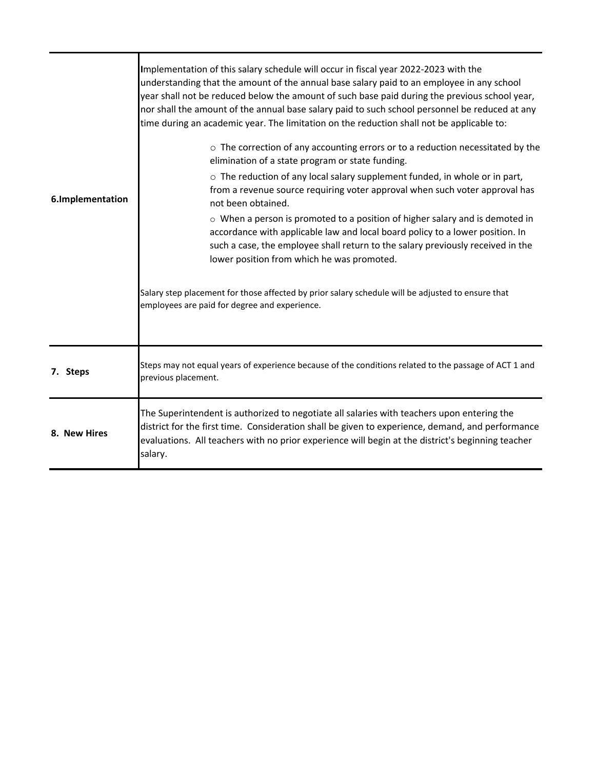| | |
|---|---|
| **6.Implementation** | Implementation of this salary schedule will occur in fiscal year 2022-2023 with the understanding that the amount of the annual base salary paid to an employee in any school year shall not be reduced below the amount of such base paid during the previous school year, nor shall the amount of the annual base salary paid to such school personnel be reduced at any time during an academic year. The limitation on the reduction shall not be applicable to:<br><br>○ The correction of any accounting errors or to a reduction necessitated by the elimination of a state program or state funding.<br>○ The reduction of any local salary supplement funded, in whole or in part, from a revenue source requiring voter approval when such voter approval has not been obtained.<br>○ When a person is promoted to a position of higher salary and is demoted in accordance with applicable law and local board policy to a lower position. In such a case, the employee shall return to the salary previously received in the lower position from which he was promoted.<br><br>Salary step placement for those affected by prior salary schedule will be adjusted to ensure that employees are paid for degree and experience. |
| **7. Steps** | Steps may not equal years of experience because of the conditions related to the passage of ACT 1 and previous placement. |
| **8. New Hires** | The Superintendent is authorized to negotiate all salaries with teachers upon entering the district for the first time. Consideration shall be given to experience, demand, and performance evaluations. All teachers with no prior experience will begin at the district's beginning teacher salary. |